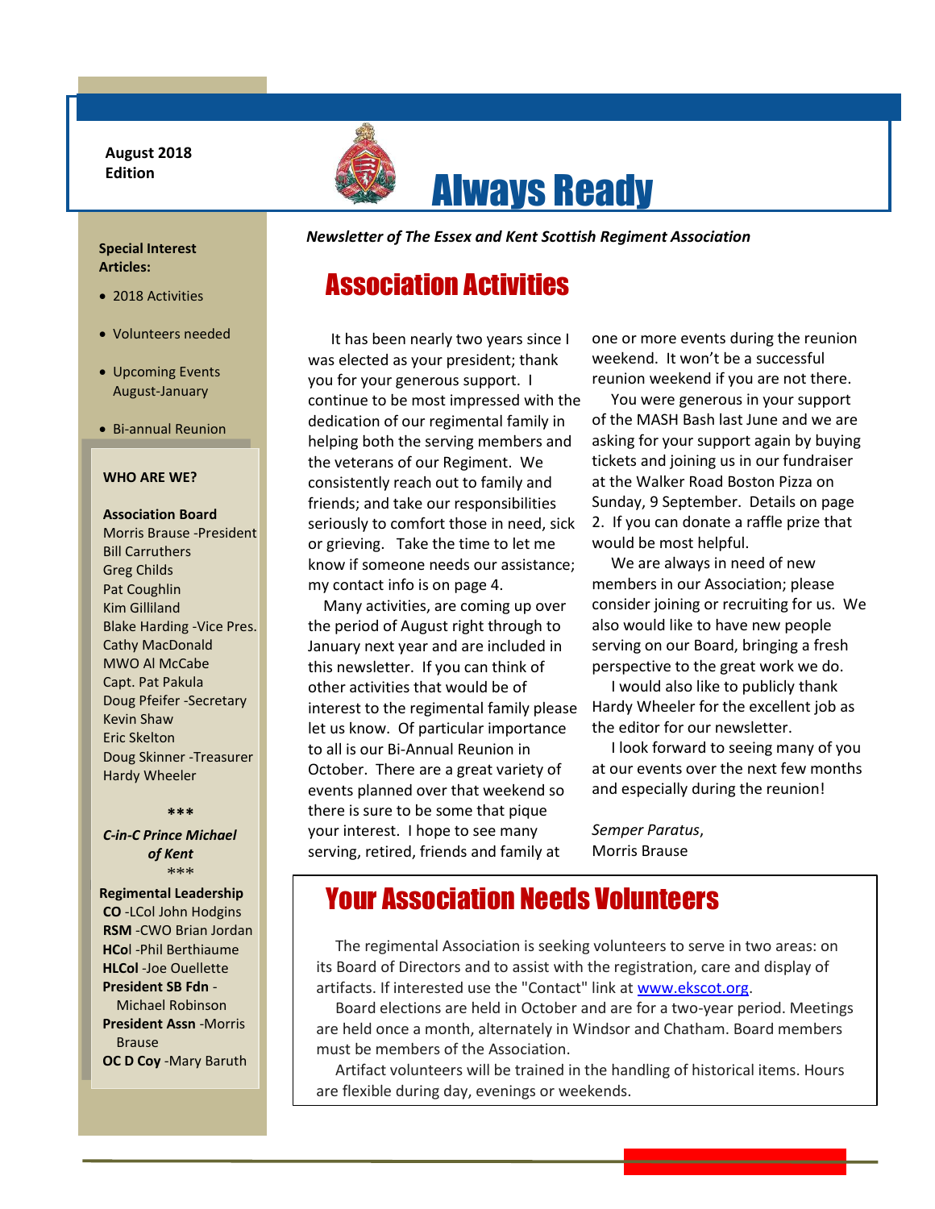**August 2018 Edition**

# Always Ready

***Newsletter of The Essex and Kent Scottish Regiment Association***

**Special Interest Articles:**

- 2018 Activities
- Volunteers needed
- Upcoming Events August-January
- Bi-annual Reunion

**WHO ARE WE?**

**Association Board**
Morris Brause -President
Bill Carruthers
Greg Childs
Pat Coughlin
Kim Gilliland
Blake Harding -Vice Pres.
Cathy MacDonald
MWO Al McCabe
Capt. Pat Pakula
Doug Pfeifer -Secretary
Kevin Shaw
Eric Skelton
Doug Skinner -Treasurer
Hardy Wheeler

\*\*\*

***C-in-C Prince Michael of Kent***

\*\*\*

**Regimental Leadership**
**CO** -LCol John Hodgins
**RSM** -CWO Brian Jordan
**HCo**l -Phil Berthiaume
**HLCol** -Joe Ouellette
**President SB Fdn** - Michael Robinson
**President Assn** -Morris Brause
**OC D Coy** -Mary Baruth

## Association Activities

It has been nearly two years since I was elected as your president; thank you for your generous support. I continue to be most impressed with the dedication of our regimental family in helping both the serving members and the veterans of our Regiment. We consistently reach out to family and friends; and take our responsibilities seriously to comfort those in need, sick or grieving. Take the time to let me know if someone needs our assistance; my contact info is on page 4.

Many activities, are coming up over the period of August right through to January next year and are included in this newsletter. If you can think of other activities that would be of interest to the regimental family please let us know. Of particular importance to all is our Bi-Annual Reunion in October. There are a great variety of events planned over that weekend so there is sure to be some that pique your interest. I hope to see many serving, retired, friends and family at one or more events during the reunion weekend. It won't be a successful reunion weekend if you are not there.

You were generous in your support of the MASH Bash last June and we are asking for your support again by buying tickets and joining us in our fundraiser at the Walker Road Boston Pizza on Sunday, 9 September. Details on page 2. If you can donate a raffle prize that would be most helpful.

We are always in need of new members in our Association; please consider joining or recruiting for us. We also would like to have new people serving on our Board, bringing a fresh perspective to the great work we do.

I would also like to publicly thank Hardy Wheeler for the excellent job as the editor for our newsletter.

I look forward to seeing many of you at our events over the next few months and especially during the reunion!

*Semper Paratus*,
Morris Brause

## Your Association Needs Volunteers

The regimental Association is seeking volunteers to serve in two areas: on its Board of Directors and to assist with the registration, care and display of artifacts. If interested use the "Contact" link at [www.ekscot.org](http://www.ekscot.org).

Board elections are held in October and are for a two-year period. Meetings are held once a month, alternately in Windsor and Chatham. Board members must be members of the Association.

Artifact volunteers will be trained in the handling of historical items. Hours are flexible during day, evenings or weekends.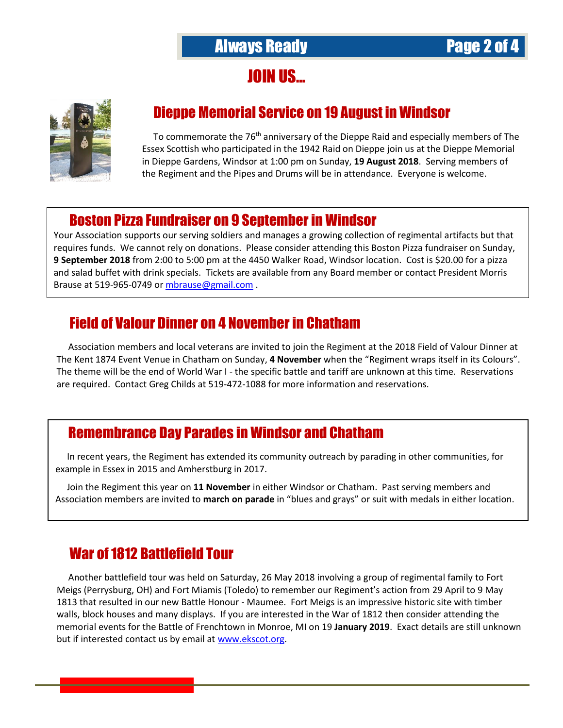# JOIN US...

## Dieppe Memorial Service on 19 August in Windsor

To commemorate the 76th anniversary of the Dieppe Raid and especially members of The Essex Scottish who participated in the 1942 Raid on Dieppe join us at the Dieppe Memorial in Dieppe Gardens, Windsor at 1:00 pm on Sunday, **19 August 2018**. Serving members of the Regiment and the Pipes and Drums will be in attendance. Everyone is welcome.

## Boston Pizza Fundraiser on 9 September in Windsor

Your Association supports our serving soldiers and manages a growing collection of regimental artifacts but that requires funds. We cannot rely on donations. Please consider attending this Boston Pizza fundraiser on Sunday, **9 September 2018** from 2:00 to 5:00 pm at the 4450 Walker Road, Windsor location. Cost is $20.00 for a pizza and salad buffet with drink specials. Tickets are available from any Board member or contact President Morris Brause at 519-965-0749 or mbrause@gmail.com .

## Field of Valour Dinner on 4 November in Chatham

Association members and local veterans are invited to join the Regiment at the 2018 Field of Valour Dinner at The Kent 1874 Event Venue in Chatham on Sunday, **4 November** when the "Regiment wraps itself in its Colours". The theme will be the end of World War I - the specific battle and tariff are unknown at this time. Reservations are required. Contact Greg Childs at 519-472-1088 for more information and reservations.

## Remembrance Day Parades in Windsor and Chatham

In recent years, the Regiment has extended its community outreach by parading in other communities, for example in Essex in 2015 and Amherstburg in 2017.

Join the Regiment this year on **11 November** in either Windsor or Chatham. Past serving members and Association members are invited to **march on parade** in "blues and grays" or suit with medals in either location.

## War of 1812 Battlefield Tour

Another battlefield tour was held on Saturday, 26 May 2018 involving a group of regimental family to Fort Meigs (Perrysburg, OH) and Fort Miamis (Toledo) to remember our Regiment's action from 29 April to 9 May 1813 that resulted in our new Battle Honour - Maumee. Fort Meigs is an impressive historic site with timber walls, block houses and many displays. If you are interested in the War of 1812 then consider attending the memorial events for the Battle of Frenchtown in Monroe, MI on 19 **January 2019**. Exact details are still unknown but if interested contact us by email at www.ekscot.org.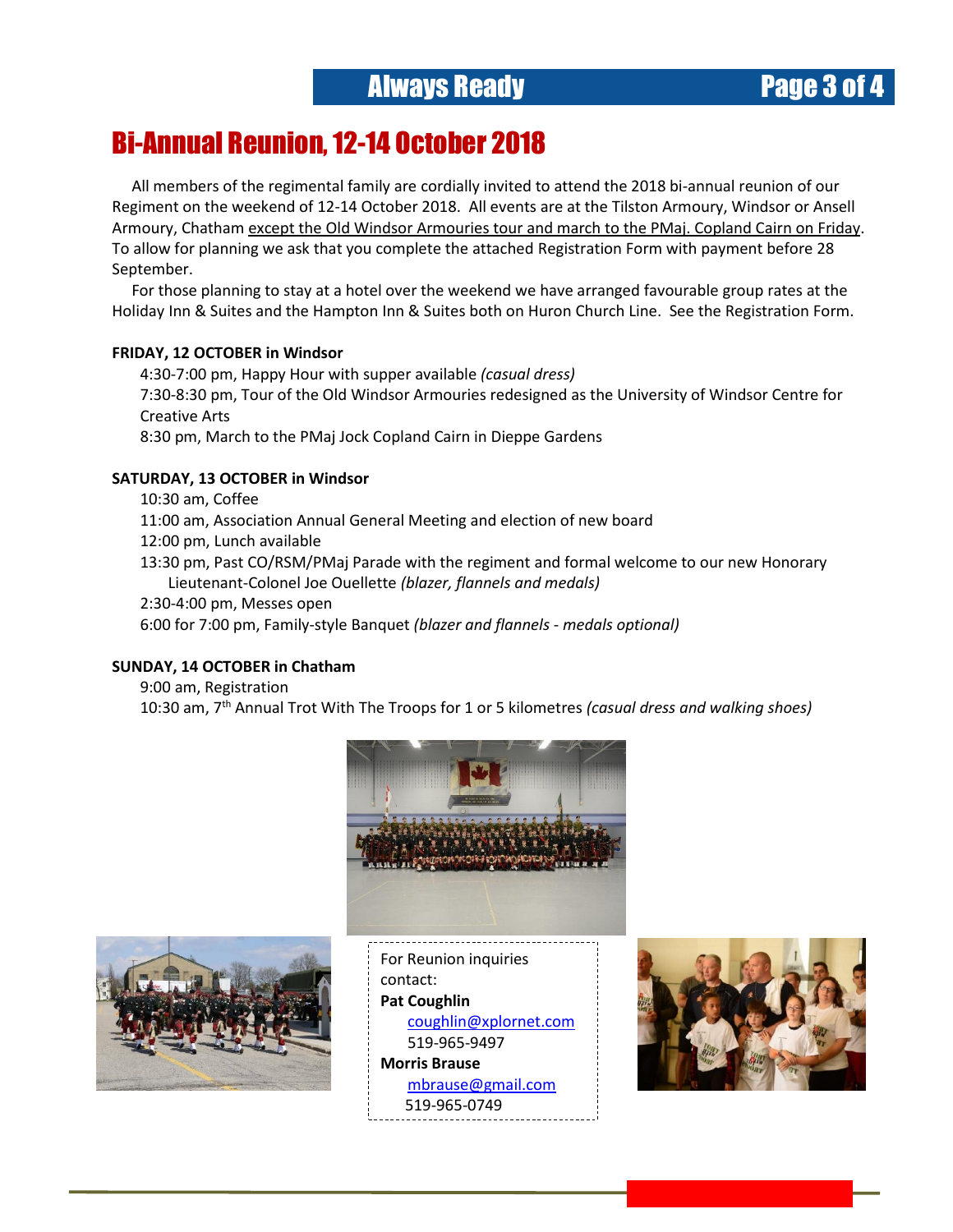# Bi-Annual Reunion, 12-14 October 2018

All members of the regimental family are cordially invited to attend the 2018 bi-annual reunion of our Regiment on the weekend of 12-14 October 2018. All events are at the Tilston Armoury, Windsor or Ansell Armoury, Chatham except the Old Windsor Armouries tour and march to the PMaj. Copland Cairn on Friday. To allow for planning we ask that you complete the attached Registration Form with payment before 28 September.

For those planning to stay at a hotel over the weekend we have arranged favourable group rates at the Holiday Inn & Suites and the Hampton Inn & Suites both on Huron Church Line. See the Registration Form.

**FRIDAY, 12 OCTOBER in Windsor**

4:30-7:00 pm, Happy Hour with supper available *(casual dress)*
7:30-8:30 pm, Tour of the Old Windsor Armouries redesigned as the University of Windsor Centre for Creative Arts
8:30 pm, March to the PMaj Jock Copland Cairn in Dieppe Gardens

**SATURDAY, 13 OCTOBER in Windsor**

10:30 am, Coffee
11:00 am, Association Annual General Meeting and election of new board
12:00 pm, Lunch available
13:30 pm, Past CO/RSM/PMaj Parade with the regiment and formal welcome to our new Honorary Lieutenant-Colonel Joe Ouellette *(blazer, flannels and medals)*
2:30-4:00 pm, Messes open
6:00 for 7:00 pm, Family-style Banquet *(blazer and flannels - medals optional)*

**SUNDAY, 14 OCTOBER in Chatham**

9:00 am, Registration
10:30 am, 7th Annual Trot With The Troops for 1 or 5 kilometres *(casual dress and walking shoes)*

For Reunion inquiries contact:
**Pat Coughlin**
coughlin@xplornet.com
519-965-9497
**Morris Brause**
mbrause@gmail.com
519-965-0749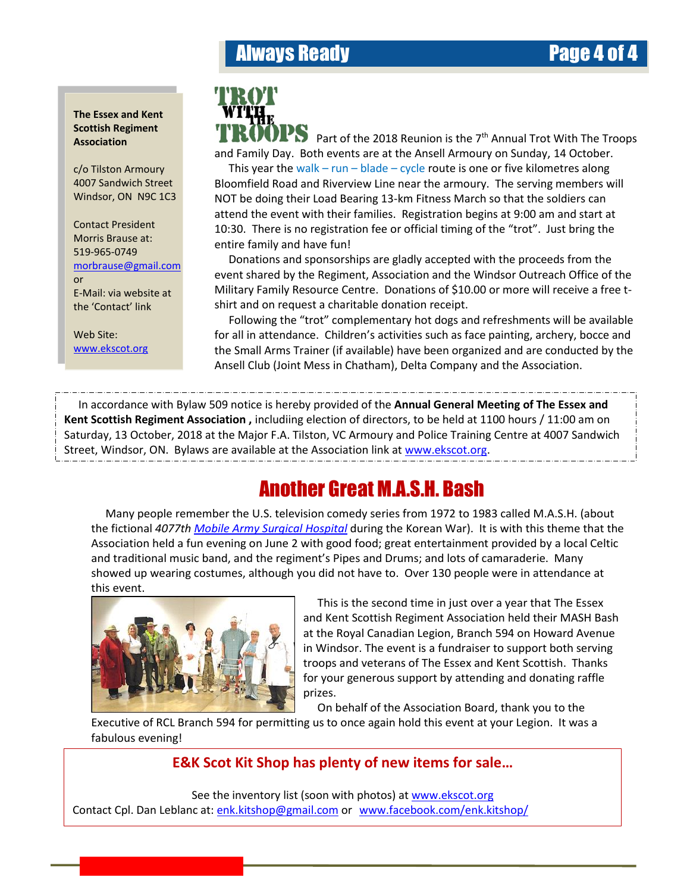**The Essex and Kent Scottish Regiment Association**

c/o Tilston Armoury
4007 Sandwich Street
Windsor, ON N9C 1C3

Contact President
Morris Brause at:
519-965-0749
morbrause@gmail.com
or
E-Mail: via website at the 'Contact' link

Web Site:
www.ekscot.org

## TROT WITH THE TROOPS

Part of the 2018 Reunion is the 7th Annual Trot With The Troops and Family Day. Both events are at the Ansell Armoury on Sunday, 14 October.

This year the walk – run – blade – cycle route is one or five kilometres along Bloomfield Road and Riverview Line near the armoury. The serving members will NOT be doing their Load Bearing 13-km Fitness March so that the soldiers can attend the event with their families. Registration begins at 9:00 am and start at 10:30. There is no registration fee or official timing of the "trot". Just bring the entire family and have fun!

Donations and sponsorships are gladly accepted with the proceeds from the event shared by the Regiment, Association and the Windsor Outreach Office of the Military Family Resource Centre. Donations of $10.00 or more will receive a free t-shirt and on request a charitable donation receipt.

Following the "trot" complementary hot dogs and refreshments will be available for all in attendance. Children's activities such as face painting, archery, bocce and the Small Arms Trainer (if available) have been organized and are conducted by the Ansell Club (Joint Mess in Chatham), Delta Company and the Association.

---

In accordance with Bylaw 509 notice is hereby provided of the **Annual General Meeting of The Essex and Kent Scottish Regiment Association ,** includiing election of directors, to be held at 1100 hours / 11:00 am on Saturday, 13 October, 2018 at the Major F.A. Tilston, VC Armoury and Police Training Centre at 4007 Sandwich Street, Windsor, ON. Bylaws are available at the Association link at www.ekscot.org.

---

## Another Great M.A.S.H. Bash

Many people remember the U.S. television comedy series from 1972 to 1983 called M.A.S.H. (about the fictional *4077th Mobile Army Surgical Hospital* during the Korean War). It is with this theme that the Association held a fun evening on June 2 with good food; great entertainment provided by a local Celtic and traditional music band, and the regiment's Pipes and Drums; and lots of camaraderie. Many showed up wearing costumes, although you did not have to. Over 130 people were in attendance at this event.

This is the second time in just over a year that The Essex and Kent Scottish Regiment Association held their MASH Bash at the Royal Canadian Legion, Branch 594 on Howard Avenue in Windsor. The event is a fundraiser to support both serving troops and veterans of The Essex and Kent Scottish. Thanks for your generous support by attending and donating raffle prizes.

On behalf of the Association Board, thank you to the Executive of RCL Branch 594 for permitting us to once again hold this event at your Legion. It was a fabulous evening!

---

**E&K Scot Kit Shop has plenty of new items for sale…**

See the inventory list (soon with photos) at www.ekscot.org
Contact Cpl. Dan Leblanc at: enk.kitshop@gmail.com or www.facebook.com/enk.kitshop/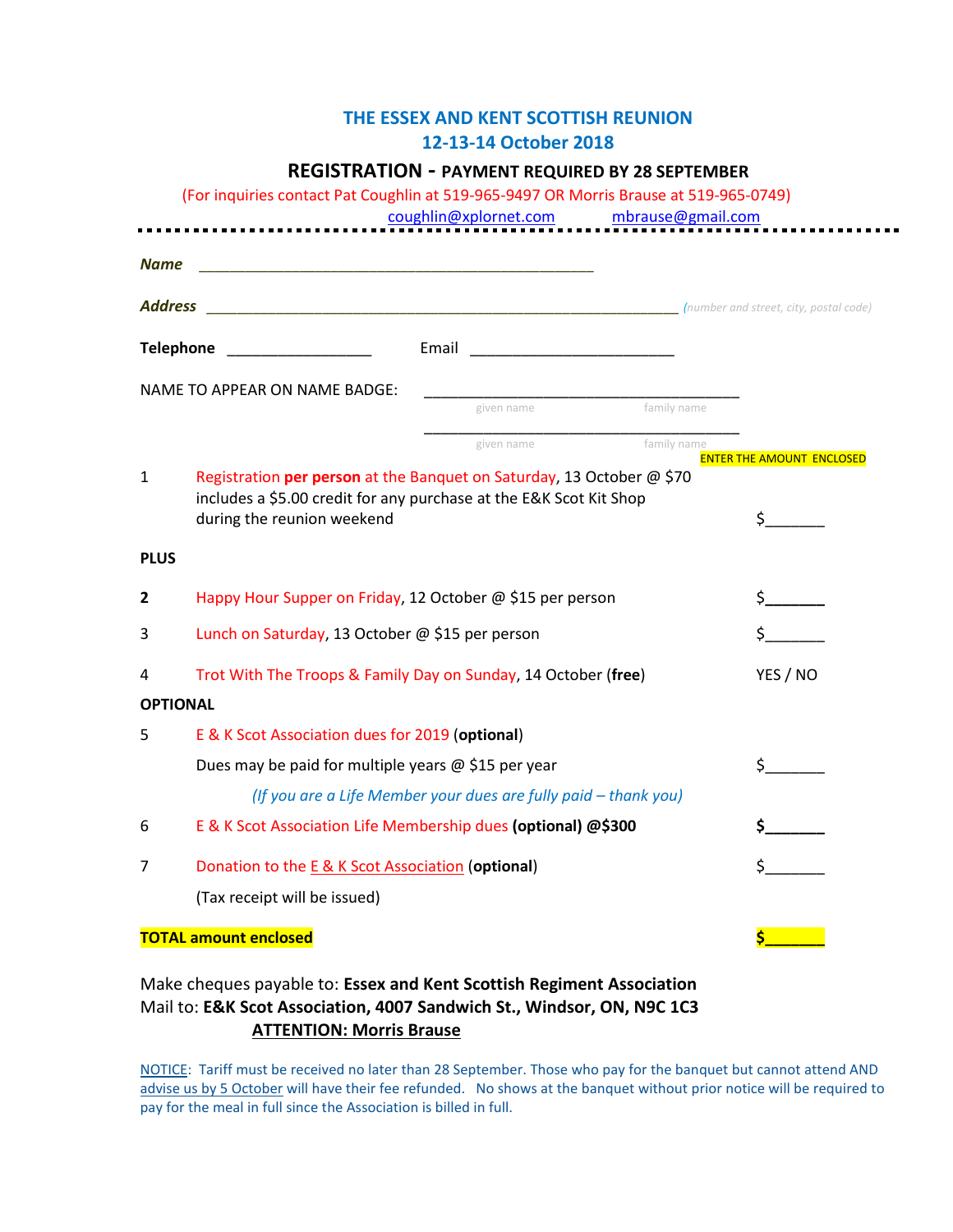# THE ESSEX AND KENT SCOTTISH REUNION

## 12-13-14 October 2018

## REGISTRATION - PAYMENT REQUIRED BY 28 SEPTEMBER

(For inquiries contact Pat Coughlin at 519-965-9497 OR Morris Brause at 519-965-0749)
coughlin@xplornet.com mbrause@gmail.com

---

***Name*** ______________________________________________

***Address*** _______________________________________________________ *(number and street, city, postal code)*

**Telephone** _________________ Email ________________________

NAME TO APPEAR ON NAME BADGE: ______________________________________
given name family name

______________________________________
given name family name

ENTER THE AMOUNT ENCLOSED

1 Registration **per person** at the Banquet on Saturday, 13 October @ $70 includes a $5.00 credit for any purchase at the E&K Scot Kit Shop during the reunion weekend $_______

**PLUS**

**2** Happy Hour Supper on Friday, 12 October @ $15 per person $_______

3 Lunch on Saturday, 13 October @ $15 per person $_______

4 Trot With The Troops & Family Day on Sunday, 14 October (**free**) YES / NO

**OPTIONAL**

5 E & K Scot Association dues for 2019 (**optional**)

Dues may be paid for multiple years @ $15 per year $_______

*(If you are a Life Member your dues are fully paid – thank you)*

6 E & K Scot Association Life Membership dues **(optional) @$300** **$_______**

7 Donation to the E & K Scot Association (**optional**) $_______

(Tax receipt will be issued)

**TOTAL amount enclosed** **$_______**

Make cheques payable to: **Essex and Kent Scottish Regiment Association**
Mail to: **E&K Scot Association, 4007 Sandwich St., Windsor, ON, N9C 1C3**
**ATTENTION: Morris Brause**

NOTICE: Tariff must be received no later than 28 September. Those who pay for the banquet but cannot attend AND advise us by 5 October will have their fee refunded. No shows at the banquet without prior notice will be required to pay for the meal in full since the Association is billed in full.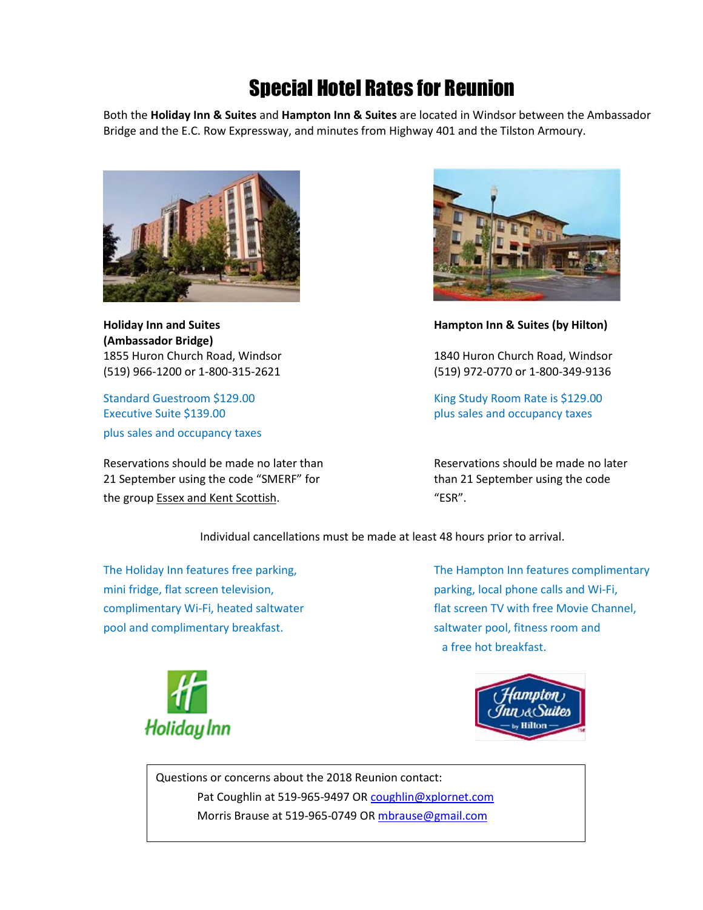# Special Hotel Rates for Reunion

Both the **Holiday Inn & Suites** and **Hampton Inn & Suites** are located in Windsor between the Ambassador Bridge and the E.C. Row Expressway, and minutes from Highway 401 and the Tilston Armoury.

**Holiday Inn and Suites (Ambassador Bridge)**
1855 Huron Church Road, Windsor
(519) 966-1200 or 1-800-315-2621

Standard Guestroom $129.00
Executive Suite $139.00

plus sales and occupancy taxes

Reservations should be made no later than 21 September using the code "SMERF" for the group Essex and Kent Scottish.

**Hampton Inn & Suites (by Hilton)**

1840 Huron Church Road, Windsor
(519) 972-0770 or 1-800-349-9136

King Study Room Rate is $129.00
plus sales and occupancy taxes

Reservations should be made no later than 21 September using the code "ESR".

Individual cancellations must be made at least 48 hours prior to arrival.

The Holiday Inn features free parking, mini fridge, flat screen television, complimentary Wi-Fi, heated saltwater pool and complimentary breakfast.

The Hampton Inn features complimentary parking, local phone calls and Wi-Fi, flat screen TV with free Movie Channel, saltwater pool, fitness room and a free hot breakfast.

Questions or concerns about the 2018 Reunion contact:

Pat Coughlin at 519-965-9497 OR coughlin@xplornet.com
Morris Brause at 519-965-0749 OR mbrause@gmail.com